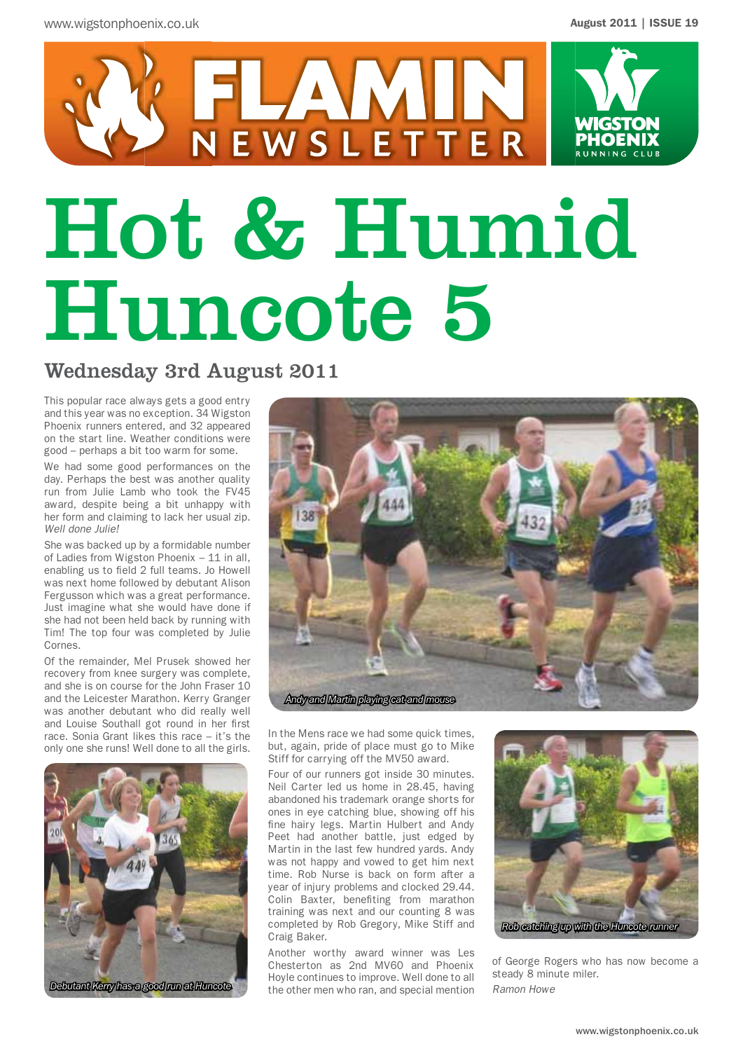# FLAMIN NEWSLETTER

August 2011 | ISSUE 19

# Hot & Humid Huncote 5

## Wednesday 3rd August 2011

This popular race always gets a good entry and this year was no exception. 34 Wigston Phoenix runners entered, and 32 appeared on the start line. Weather conditions were good – perhaps a bit too warm for some.

We had some good performances on the day. Perhaps the best was another quality run from Julie Lamb who took the FV45 award, despite being a bit unhappy with her form and claiming to lack her usual zip. *Well done Julie!*

She was backed up by a formidable number of Ladies from Wigston Phoenix – 11 in all, enabling us to field 2 full teams. Jo Howell was next home followed by debutant Alison Fergusson which was a great performance. Just imagine what she would have done if she had not been held back by running with Tim! The top four was completed by Julie Cornes.

Of the remainder, Mel Prusek showed her recovery from knee surgery was complete, and she is on course for the John Fraser 10 and the Leicester Marathon. Kerry Granger was another debutant who did really well and Louise Southall got round in her first race. Sonia Grant likes this race – it's the only one she runs! Well done to all the girls.

*Debutant Kerry has a good run at Huncote*

*Andy and Martin playing cat and mouse*

In the Mens race we had some quick times, but, again, pride of place must go to Mike Stiff for carrying off the MV50 award.

Four of our runners got inside 30 minutes. Neil Carter led us home in 28.45, having abandoned his trademark orange shorts for ones in eye catching blue, showing off his fine hairy legs. Martin Hulbert and Andy Peet had another battle, just edged by Martin in the last few hundred yards. Andy was not happy and vowed to get him next time. Rob Nurse is back on form after a year of injury problems and clocked 29.44. Colin Baxter, benefiting from marathon training was next and our counting 8 was completed by Rob Gregory, Mike Stiff and Craig Baker.

Another worthy award winner was Les Chesterton as 2nd MV60 and Phoenix Hoyle continues to improve. Well done to all the other men who ran, and special mention of George Rogers who has now become a steady 8 minute miler.

*Rob catching up with the Huncote runner*

*Ramon Howe*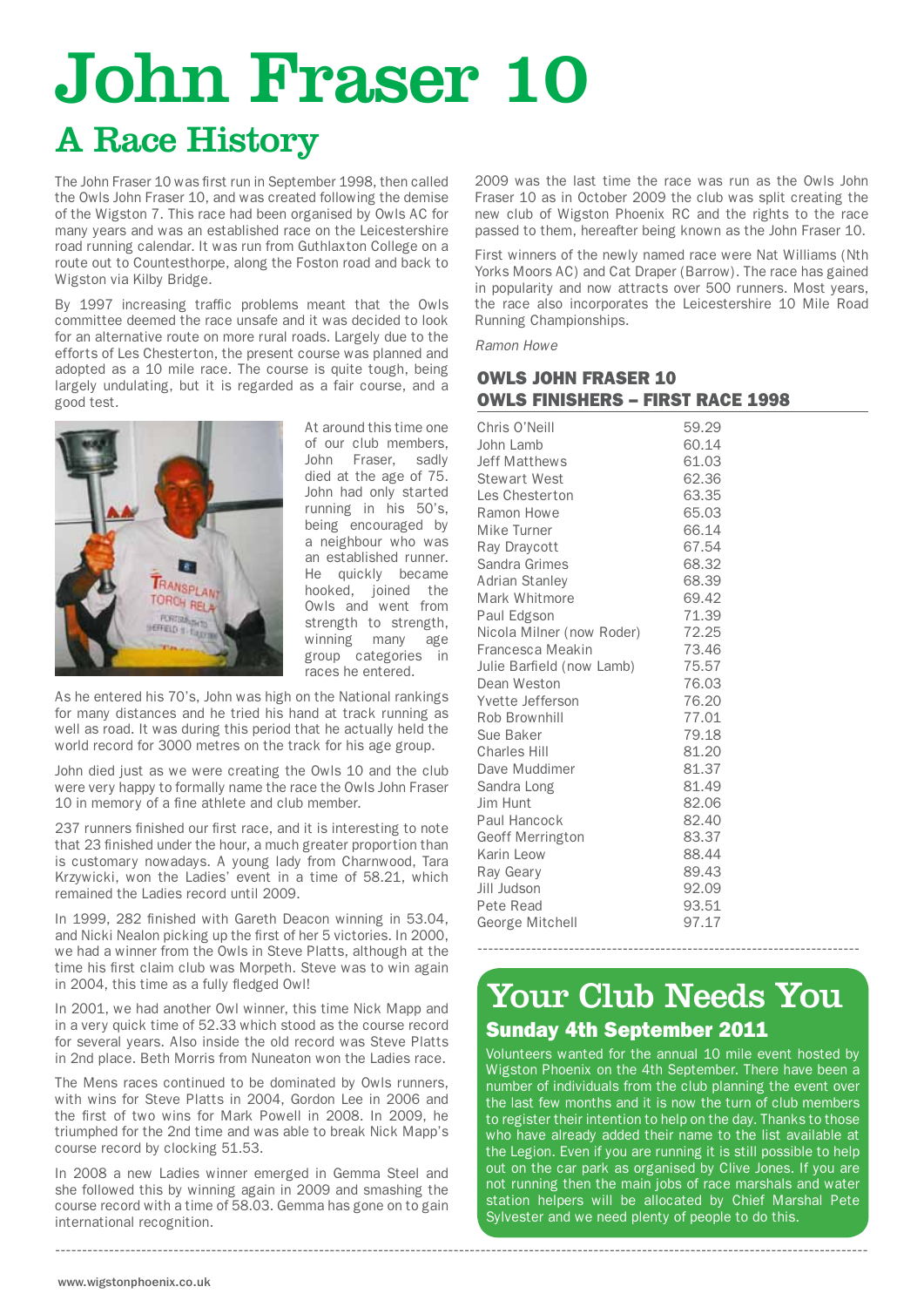# John Fraser 10

## A Race History

The John Fraser 10 was first run in September 1998, then called the Owls John Fraser 10, and was created following the demise of the Wigston 7. This race had been organised by Owls AC for many years and was an established race on the Leicestershire road running calendar. It was run from Guthlaxton College on a route out to Countesthorpe, along the Foston road and back to Wigston via Kilby Bridge.

By 1997 increasing traffic problems meant that the Owls committee deemed the race unsafe and it was decided to look for an alternative route on more rural roads. Largely due to the efforts of Les Chesterton, the present course was planned and adopted as a 10 mile race. The course is quite tough, being largely undulating, but it is regarded as a fair course, and a good test.

At around this time one of our club members, John Fraser, sadly died at the age of 75. John had only started running in his 50's, being encouraged by a neighbour who was an established runner. He quickly became hooked, joined the Owls and went from strength to strength, winning many age group categories in races he entered.

As he entered his 70's, John was high on the National rankings for many distances and he tried his hand at track running as well as road. It was during this period that he actually held the world record for 3000 metres on the track for his age group.

John died just as we were creating the Owls 10 and the club were very happy to formally name the race the Owls John Fraser 10 in memory of a fine athlete and club member.

237 runners finished our first race, and it is interesting to note that 23 finished under the hour, a much greater proportion than is customary nowadays. A young lady from Charnwood, Tara Krzywicki, won the Ladies' event in a time of 58.21, which remained the Ladies record until 2009.

In 1999, 282 finished with Gareth Deacon winning in 53.04, and Nicki Nealon picking up the first of her 5 victories. In 2000, we had a winner from the Owls in Steve Platts, although at the time his first claim club was Morpeth. Steve was to win again in 2004, this time as a fully fledged Owl!

In 2001, we had another Owl winner, this time Nick Mapp and in a very quick time of 52.33 which stood as the course record for several years. Also inside the old record was Steve Platts in 2nd place. Beth Morris from Nuneaton won the Ladies race.

The Mens races continued to be dominated by Owls runners, with wins for Steve Platts in 2004, Gordon Lee in 2006 and the first of two wins for Mark Powell in 2008. In 2009, he triumphed for the 2nd time and was able to break Nick Mapp's course record by clocking 51.53.

In 2008 a new Ladies winner emerged in Gemma Steel and she followed this by winning again in 2009 and smashing the course record with a time of 58.03. Gemma has gone on to gain international recognition.

2009 was the last time the race was run as the Owls John Fraser 10 as in October 2009 the club was split creating the new club of Wigston Phoenix RC and the rights to the race passed to them, hereafter being known as the John Fraser 10.

First winners of the newly named race were Nat Williams (Nth Yorks Moors AC) and Cat Draper (Barrow). The race has gained in popularity and now attracts over 500 runners. Most years, the race also incorporates the Leicestershire 10 Mile Road Running Championships.

*Ramon Howe*

### OWLS JOHN FRASER 10
### OWLS FINISHERS – FIRST RACE 1998

| Name | Time |
|---|---|
| Chris O'Neill | 59.29 |
| John Lamb | 60.14 |
| Jeff Matthews | 61.03 |
| Stewart West | 62.36 |
| Les Chesterton | 63.35 |
| Ramon Howe | 65.03 |
| Mike Turner | 66.14 |
| Ray Draycott | 67.54 |
| Sandra Grimes | 68.32 |
| Adrian Stanley | 68.39 |
| Mark Whitmore | 69.42 |
| Paul Edgson | 71.39 |
| Nicola Milner (now Roder) | 72.25 |
| Francesca Meakin | 73.46 |
| Julie Barfield (now Lamb) | 75.57 |
| Dean Weston | 76.03 |
| Yvette Jefferson | 76.20 |
| Rob Brownhill | 77.01 |
| Sue Baker | 79.18 |
| Charles Hill | 81.20 |
| Dave Muddimer | 81.37 |
| Sandra Long | 81.49 |
| Jim Hunt | 82.06 |
| Paul Hancock | 82.40 |
| Geoff Merrington | 83.37 |
| Karin Leow | 88.44 |
| Ray Geary | 89.43 |
| Jill Judson | 92.09 |
| Pete Read | 93.51 |
| George Mitchell | 97.17 |

## Your Club Needs You

### Sunday 4th September 2011

Volunteers wanted for the annual 10 mile event hosted by Wigston Phoenix on the 4th September. There have been a number of individuals from the club planning the event over the last few months and it is now the turn of club members to register their intention to help on the day. Thanks to those who have already added their name to the list available at the Legion. Even if you are running it is still possible to help out on the car park as organised by Clive Jones. If you are not running then the main jobs of race marshals and water station helpers will be allocated by Chief Marshal Pete Sylvester and we need plenty of people to do this.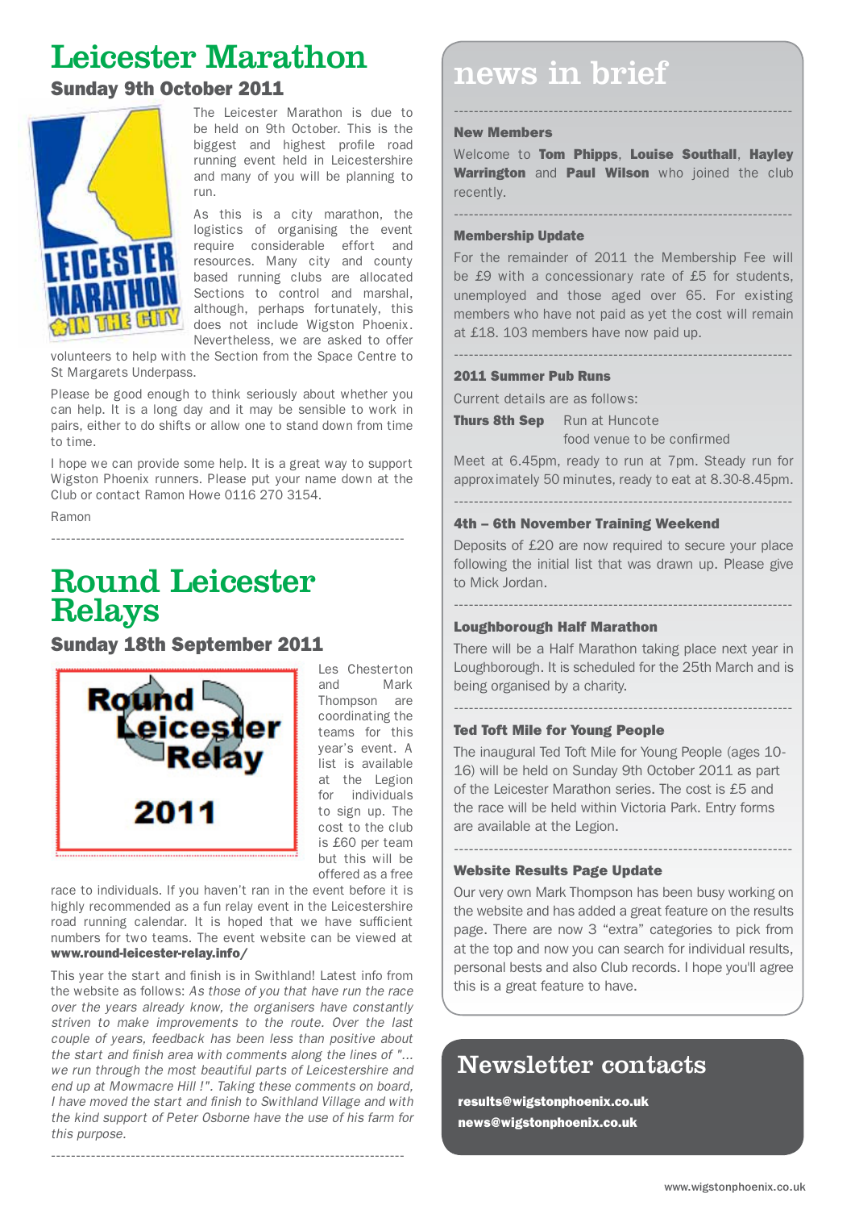# Leicester Marathon

## Sunday 9th October 2011

The Leicester Marathon is due to be held on 9th October. This is the biggest and highest profile road running event held in Leicestershire and many of you will be planning to run.

As this is a city marathon, the logistics of organising the event require considerable effort and resources. Many city and county based running clubs are allocated Sections to control and marshal, although, perhaps fortunately, this does not include Wigston Phoenix. Nevertheless, we are asked to offer volunteers to help with the Section from the Space Centre to St Margarets Underpass.

Please be good enough to think seriously about whether you can help. It is a long day and it may be sensible to work in pairs, either to do shifts or allow one to stand down from time to time.

I hope we can provide some help. It is a great way to support Wigston Phoenix runners. Please put your name down at the Club or contact Ramon Howe 0116 270 3154.

Ramon

---

# Round Leicester Relays

## Sunday 18th September 2011

Les Chesterton and Mark Thompson are coordinating the teams for this year's event. A list is available at the Legion for individuals to sign up. The cost to the club is £60 per team but this will be offered as a free race to individuals. If you haven't ran in the event before it is highly recommended as a fun relay event in the Leicestershire road running calendar. It is hoped that we have sufficient numbers for two teams. The event website can be viewed at **www.round-leicester-relay.info/**

This year the start and finish is in Swithland! Latest info from the website as follows: *As those of you that have run the race over the years already know, the organisers have constantly striven to make improvements to the route. Over the last couple of years, feedback has been less than positive about the start and finish area with comments along the lines of "... we run through the most beautiful parts of Leicestershire and end up at Mowmacre Hill !". Taking these comments on board, I have moved the start and finish to Swithland Village and with the kind support of Peter Osborne have the use of his farm for this purpose.*

---

# news in brief

### New Members

Welcome to **Tom Phipps**, **Louise Southall**, **Hayley Warrington** and **Paul Wilson** who joined the club recently.

### Membership Update

For the remainder of 2011 the Membership Fee will be £9 with a concessionary rate of £5 for students, unemployed and those aged over 65. For existing members who have not paid as yet the cost will remain at £18. 103 members have now paid up.

### 2011 Summer Pub Runs

Current details are as follows:

**Thurs 8th Sep** Run at Huncote
food venue to be confirmed

Meet at 6.45pm, ready to run at 7pm. Steady run for approximately 50 minutes, ready to eat at 8.30-8.45pm.

### 4th – 6th November Training Weekend

Deposits of £20 are now required to secure your place following the initial list that was drawn up. Please give to Mick Jordan.

### Loughborough Half Marathon

There will be a Half Marathon taking place next year in Loughborough. It is scheduled for the 25th March and is being organised by a charity.

### Ted Toft Mile for Young People

The inaugural Ted Toft Mile for Young People (ages 10-16) will be held on Sunday 9th October 2011 as part of the Leicester Marathon series. The cost is £5 and the race will be held within Victoria Park. Entry forms are available at the Legion.

### Website Results Page Update

Our very own Mark Thompson has been busy working on the website and has added a great feature on the results page. There are now 3 "extra" categories to pick from at the top and now you can search for individual results, personal bests and also Club records. I hope you'll agree this is a great feature to have.

# Newsletter contacts

**results@wigstonphoenix.co.uk**
**news@wigstonphoenix.co.uk**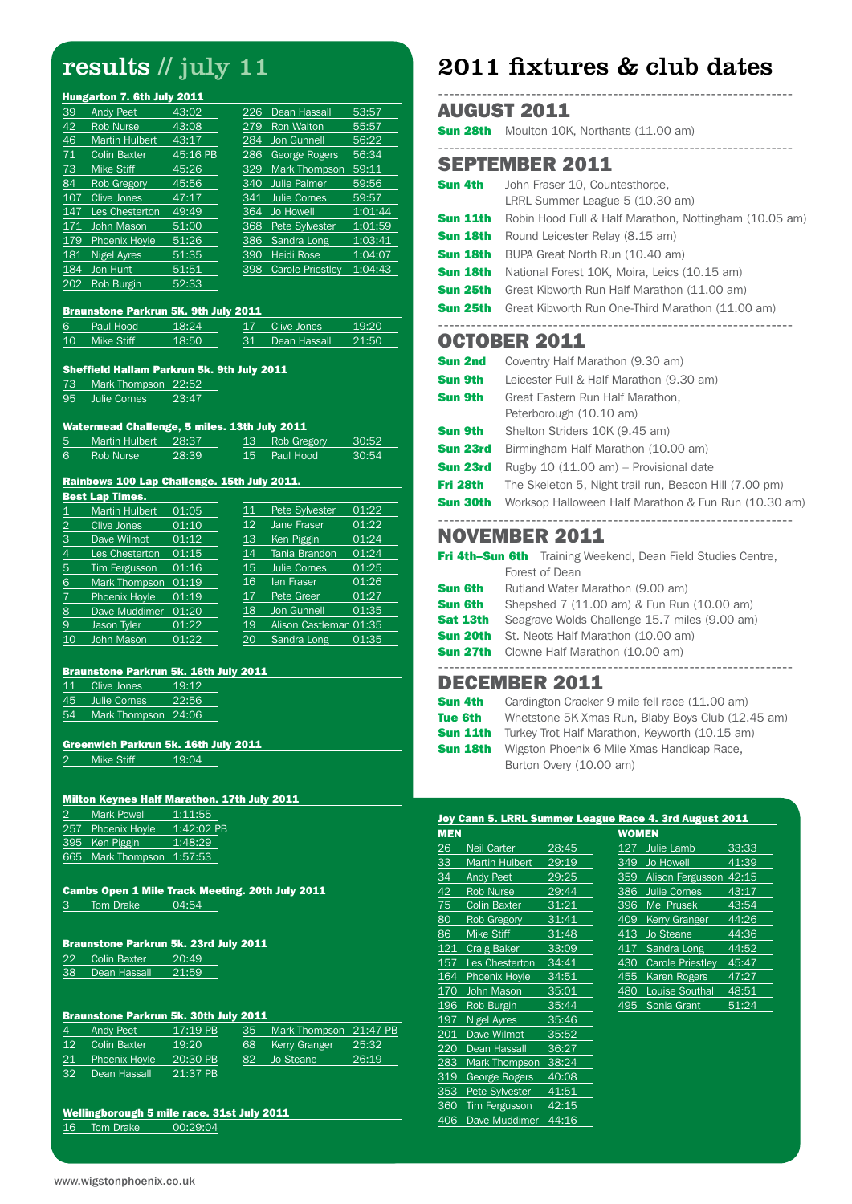# results // july 11

**Hungarton 7. 6th July 2011**

| | | | | | |
|---|---|---|---|---|---|
| 39 | Andy Peet | 43:02 | 226 | Dean Hassall | 53:57 |
| 42 | Rob Nurse | 43:08 | 279 | Ron Walton | 55:57 |
| 46 | Martin Hulbert | 43:17 | 284 | Jon Gunnell | 56:22 |
| 71 | Colin Baxter | 45:16 PB | 286 | George Rogers | 56:34 |
| 73 | Mike Stiff | 45:26 | 329 | Mark Thompson | 59:11 |
| 84 | Rob Gregory | 45:56 | 340 | Julie Palmer | 59:56 |
| 107 | Clive Jones | 47:17 | 341 | Julie Cornes | 59:57 |
| 147 | Les Chesterton | 49:49 | 364 | Jo Howell | 1:01:44 |
| 171 | John Mason | 51:00 | 368 | Pete Sylvester | 1:01:59 |
| 179 | Phoenix Hoyle | 51:26 | 386 | Sandra Long | 1:03:41 |
| 181 | Nigel Ayres | 51:35 | 390 | Heidi Rose | 1:04:07 |
| 184 | Jon Hunt | 51:51 | 398 | Carole Priestley | 1:04:43 |
| 202 | Rob Burgin | 52:33 | | | |

**Braunstone Parkrun 5K. 9th July 2011**

| | | | | | |
|---|---|---|---|---|---|
| 6 | Paul Hood | 18:24 | 17 | Clive Jones | 19:20 |
| 10 | Mike Stiff | 18:50 | 31 | Dean Hassall | 21:50 |

**Sheffield Hallam Parkrun 5k. 9th July 2011**

| | | |
|---|---|---|
| 73 | Mark Thompson | 22:52 |
| 95 | Julie Cornes | 23:47 |

**Watermead Challenge, 5 miles. 13th July 2011**

| | | | | | |
|---|---|---|---|---|---|
| 5 | Martin Hulbert | 28:37 | 13 | Rob Gregory | 30:52 |
| 6 | Rob Nurse | 28:39 | 15 | Paul Hood | 30:54 |

**Rainbows 100 Lap Challenge. 15th July 2011.**

**Best Lap Times.**

| | | | | | |
|---|---|---|---|---|---|
| 1 | Martin Hulbert | 01:05 | 11 | Pete Sylvester | 01:22 |
| 2 | Clive Jones | 01:10 | 12 | Jane Fraser | 01:22 |
| 3 | Dave Wilmot | 01:12 | 13 | Ken Piggin | 01:24 |
| 4 | Les Chesterton | 01:15 | 14 | Tania Brandon | 01:24 |
| 5 | Tim Fergusson | 01:16 | 15 | Julie Cornes | 01:25 |
| 6 | Mark Thompson | 01:19 | 16 | Ian Fraser | 01:26 |
| 7 | Phoenix Hoyle | 01:19 | 17 | Pete Greer | 01:27 |
| 8 | Dave Muddimer | 01:20 | 18 | Jon Gunnell | 01:35 |
| 9 | Jason Tyler | 01:22 | 19 | Alison Castleman | 01:35 |
| 10 | John Mason | 01:22 | 20 | Sandra Long | 01:35 |

**Braunstone Parkrun 5k. 16th July 2011**

| | | |
|---|---|---|
| 11 | Clive Jones | 19:12 |
| 45 | Julie Cornes | 22:56 |
| 54 | Mark Thompson | 24:06 |

**Greenwich Parkrun 5k. 16th July 2011**

| | | |
|---|---|---|
| 2 | Mike Stiff | 19:04 |

**Milton Keynes Half Marathon. 17th July 2011**

| | | |
|---|---|---|
| 2 | Mark Powell | 1:11:55 |
| 257 | Phoenix Hoyle | 1:42:02 PB |
| 395 | Ken Piggin | 1:48:29 |
| 665 | Mark Thompson | 1:57:53 |

**Cambs Open 1 Mile Track Meeting. 20th July 2011**

| | | |
|---|---|---|
| 3 | Tom Drake | 04:54 |

**Braunstone Parkrun 5k. 23rd July 2011**

| | | |
|---|---|---|
| 22 | Colin Baxter | 20:49 |
| 38 | Dean Hassall | 21:59 |

**Braunstone Parkrun 5k. 30th July 2011**

| | | | | | |
|---|---|---|---|---|---|
| 4 | Andy Peet | 17:19 PB | 35 | Mark Thompson | 21:47 PB |
| 12 | Colin Baxter | 19:20 | 68 | Kerry Granger | 25:32 |
| 21 | Phoenix Hoyle | 20:30 PB | 82 | Jo Steane | 26:19 |
| 32 | Dean Hassall | 21:37 PB | | | |

**Wellingborough 5 mile race. 31st July 2011**

| | | |
|---|---|---|
| 16 | Tom Drake | 00:29:04 |

# 2011 fixtures & club dates

## AUGUST 2011

**Sun 28th** Moulton 10K, Northants (11.00 am)

## SEPTEMBER 2011

**Sun 4th** John Fraser 10, Countesthorpe, LRRL Summer League 5 (10.30 am)
**Sun 11th** Robin Hood Full & Half Marathon, Nottingham (10.05 am)
**Sun 18th** Round Leicester Relay (8.15 am)
**Sun 18th** BUPA Great North Run (10.40 am)
**Sun 18th** National Forest 10K, Moira, Leics (10.15 am)
**Sun 25th** Great Kibworth Run Half Marathon (11.00 am)
**Sun 25th** Great Kibworth Run One-Third Marathon (11.00 am)

## OCTOBER 2011

**Sun 2nd** Coventry Half Marathon (9.30 am)
**Sun 9th** Leicester Full & Half Marathon (9.30 am)
**Sun 9th** Great Eastern Run Half Marathon, Peterborough (10.10 am)
**Sun 9th** Shelton Striders 10K (9.45 am)
**Sun 23rd** Birmingham Half Marathon (10.00 am)
**Sun 23rd** Rugby 10 (11.00 am) – Provisional date
**Fri 28th** The Skeleton 5, Night trail run, Beacon Hill (7.00 pm)
**Sun 30th** Worksop Halloween Half Marathon & Fun Run (10.30 am)

## NOVEMBER 2011

**Fri 4th–Sun 6th** Training Weekend, Dean Field Studies Centre, Forest of Dean
**Sun 6th** Rutland Water Marathon (9.00 am)
**Sun 6th** Shepshed 7 (11.00 am) & Fun Run (10.00 am)
**Sat 13th** Seagrave Wolds Challenge 15.7 miles (9.00 am)
**Sun 20th** St. Neots Half Marathon (10.00 am)
**Sun 27th** Clowne Half Marathon (10.00 am)

## DECEMBER 2011

**Sun 4th** Cardington Cracker 9 mile fell race (11.00 am)
**Tue 6th** Whetstone 5K Xmas Run, Blaby Boys Club (12.45 am)
**Sun 11th** Turkey Trot Half Marathon, Keyworth (10.15 am)
**Sun 18th** Wigston Phoenix 6 Mile Xmas Handicap Race, Burton Overy (10.00 am)

**Joy Cann 5. LRRL Summer League Race 4. 3rd August 2011**

**MEN**

| | | |
|---|---|---|
| 26 | Neil Carter | 28:45 |
| 33 | Martin Hulbert | 29:19 |
| 34 | Andy Peet | 29:25 |
| 42 | Rob Nurse | 29:44 |
| 75 | Colin Baxter | 31:21 |
| 80 | Rob Gregory | 31:41 |
| 86 | Mike Stiff | 31:48 |
| 121 | Craig Baker | 33:09 |
| 157 | Les Chesterton | 34:41 |
| 164 | Phoenix Hoyle | 34:51 |
| 170 | John Mason | 35:01 |
| 196 | Rob Burgin | 35:44 |
| 197 | Nigel Ayres | 35:46 |
| 201 | Dave Wilmot | 35:52 |
| 220 | Dean Hassall | 36:27 |
| 283 | Mark Thompson | 38:24 |
| 319 | George Rogers | 40:08 |
| 353 | Pete Sylvester | 41:51 |
| 360 | Tim Fergusson | 42:15 |
| 406 | Dave Muddimer | 44:16 |

**WOMEN**

| | | |
|---|---|---|
| 127 | Julie Lamb | 33:33 |
| 349 | Jo Howell | 41:39 |
| 359 | Alison Fergusson | 42:15 |
| 386 | Julie Cornes | 43:17 |
| 396 | Mel Prusek | 43:54 |
| 409 | Kerry Granger | 44:26 |
| 413 | Jo Steane | 44:36 |
| 417 | Sandra Long | 44:52 |
| 430 | Carole Priestley | 45:47 |
| 455 | Karen Rogers | 47:27 |
| 480 | Louise Southall | 48:51 |
| 495 | Sonia Grant | 51:24 |